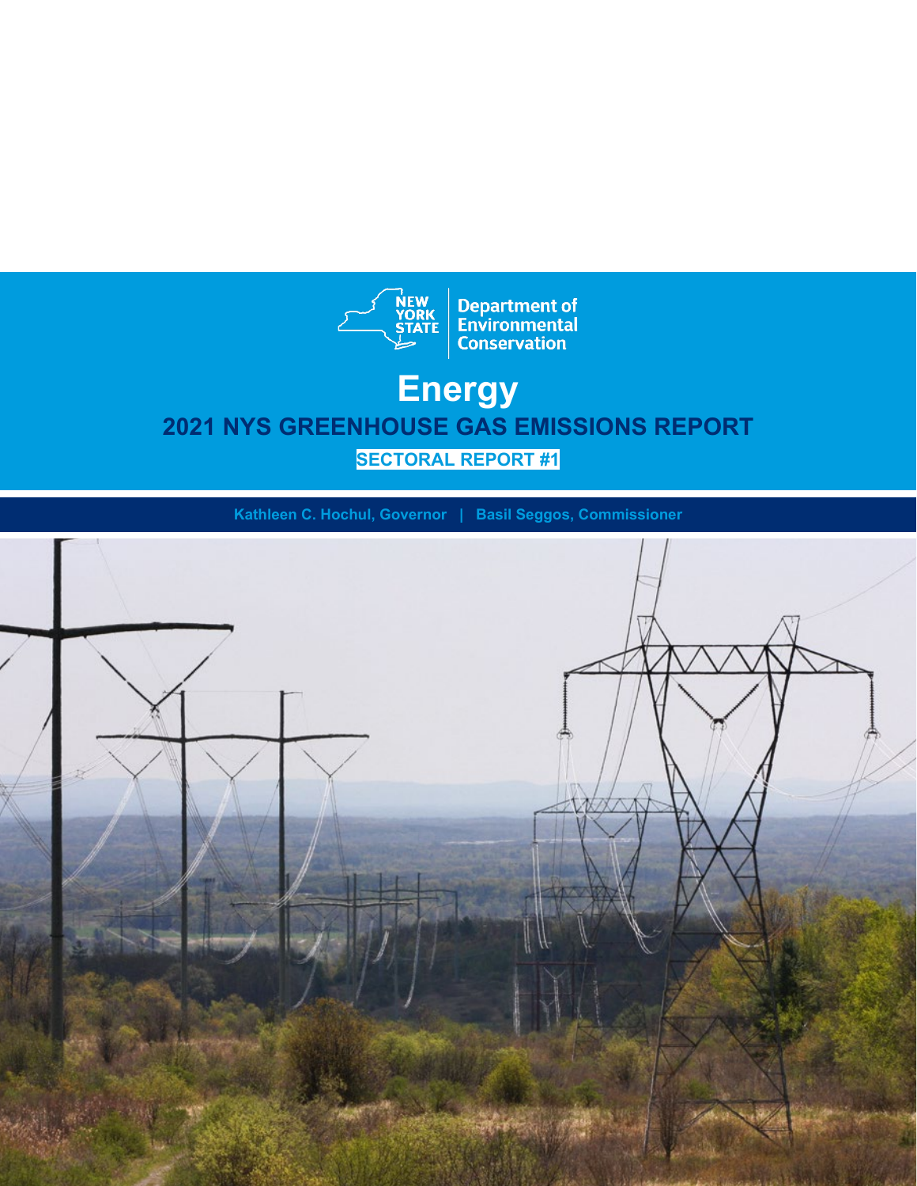NEW YORK STATE | Department of Environmental Conservation

# Energy

## 2021 NYS GREENHOUSE GAS EMISSIONS REPORT

**SECTORAL REPORT #1**

**Kathleen C. Hochul, Governor | Basil Seggos, Commissioner**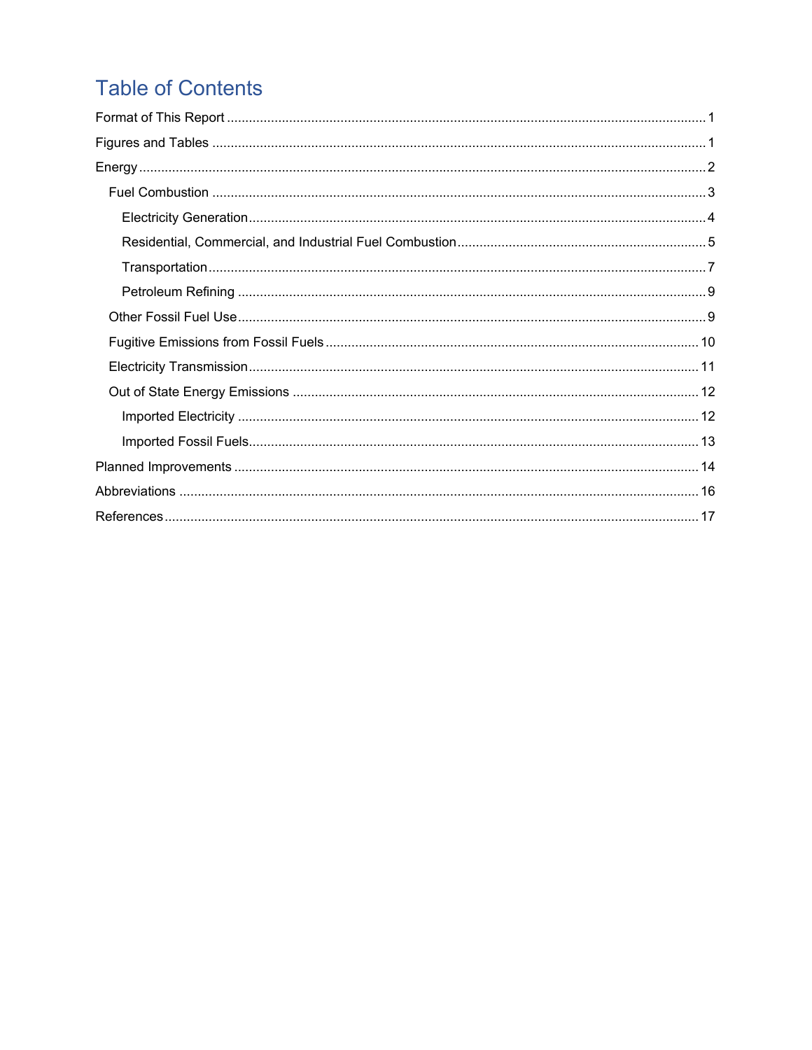# Table of Contents

- Format of This Report ... 1
- Figures and Tables ... 1
- Energy ... 2
  - Fuel Combustion ... 3
    - Electricity Generation ... 4
    - Residential, Commercial, and Industrial Fuel Combustion ... 5
    - Transportation ... 7
    - Petroleum Refining ... 9
  - Other Fossil Fuel Use ... 9
  - Fugitive Emissions from Fossil Fuels ... 10
  - Electricity Transmission ... 11
  - Out of State Energy Emissions ... 12
    - Imported Electricity ... 12
    - Imported Fossil Fuels ... 13
- Planned Improvements ... 14
- Abbreviations ... 16
- References ... 17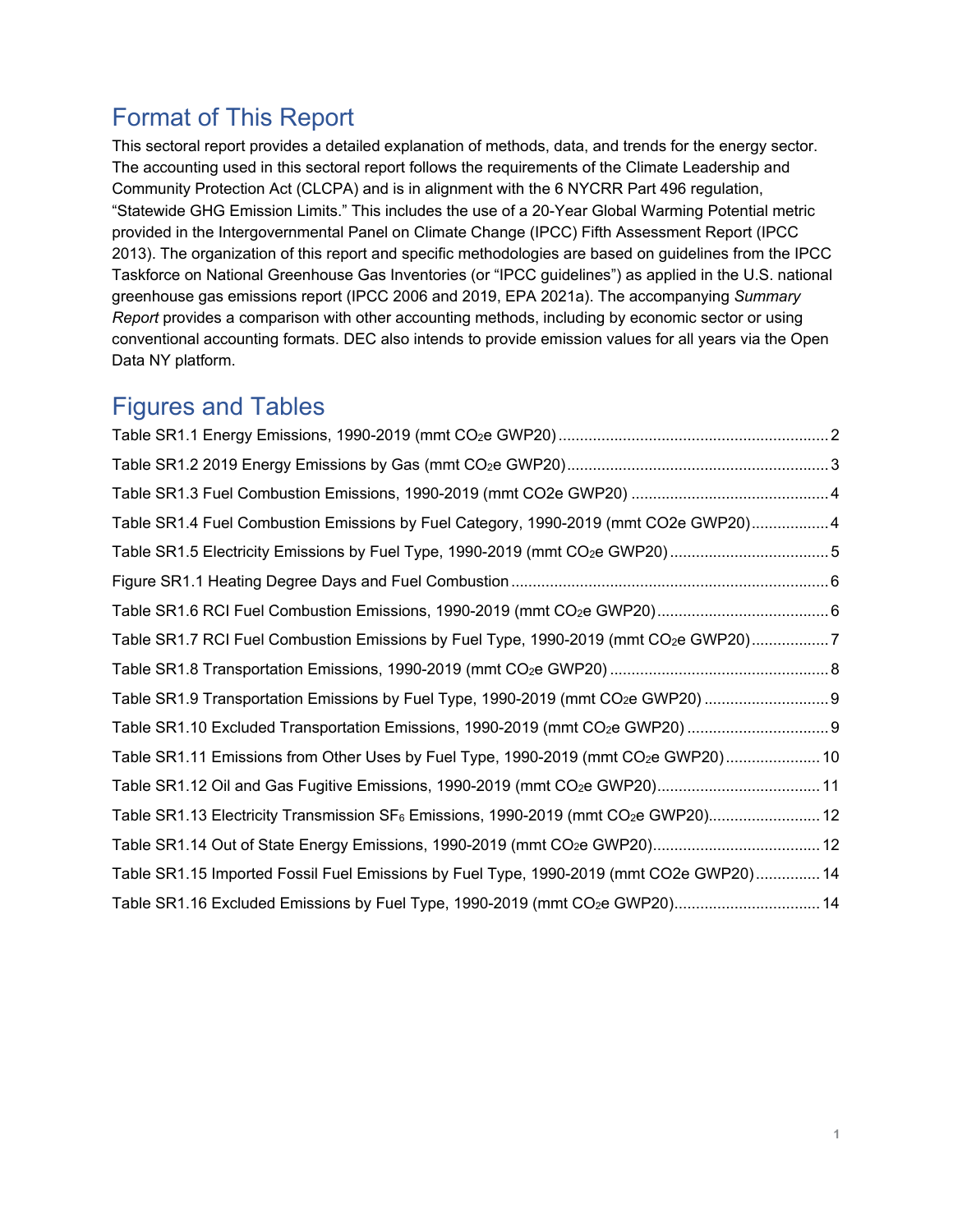## Format of This Report

This sectoral report provides a detailed explanation of methods, data, and trends for the energy sector. The accounting used in this sectoral report follows the requirements of the Climate Leadership and Community Protection Act (CLCPA) and is in alignment with the 6 NYCRR Part 496 regulation, "Statewide GHG Emission Limits." This includes the use of a 20-Year Global Warming Potential metric provided in the Intergovernmental Panel on Climate Change (IPCC) Fifth Assessment Report (IPCC 2013). The organization of this report and specific methodologies are based on guidelines from the IPCC Taskforce on National Greenhouse Gas Inventories (or "IPCC guidelines") as applied in the U.S. national greenhouse gas emissions report (IPCC 2006 and 2019, EPA 2021a). The accompanying *Summary Report* provides a comparison with other accounting methods, including by economic sector or using conventional accounting formats. DEC also intends to provide emission values for all years via the Open Data NY platform.

## Figures and Tables

Table SR1.1 Energy Emissions, 1990-2019 (mmt $CO_2$e GWP20) ..... 2

Table SR1.2 2019 Energy Emissions by Gas (mmt $CO_2$e GWP20) ..... 3

Table SR1.3 Fuel Combustion Emissions, 1990-2019 (mmt CO2e GWP20) ..... 4

Table SR1.4 Fuel Combustion Emissions by Fuel Category, 1990-2019 (mmt CO2e GWP20) ..... 4

Table SR1.5 Electricity Emissions by Fuel Type, 1990-2019 (mmt $CO_2$e GWP20) ..... 5

Figure SR1.1 Heating Degree Days and Fuel Combustion ..... 6

Table SR1.6 RCI Fuel Combustion Emissions, 1990-2019 (mmt $CO_2$e GWP20) ..... 6

Table SR1.7 RCI Fuel Combustion Emissions by Fuel Type, 1990-2019 (mmt $CO_2$e GWP20) ..... 7

Table SR1.8 Transportation Emissions, 1990-2019 (mmt $CO_2$e GWP20) ..... 8

Table SR1.9 Transportation Emissions by Fuel Type, 1990-2019 (mmt $CO_2$e GWP20) ..... 9

Table SR1.10 Excluded Transportation Emissions, 1990-2019 (mmt $CO_2$e GWP20) ..... 9

Table SR1.11 Emissions from Other Uses by Fuel Type, 1990-2019 (mmt $CO_2$e GWP20) ..... 10

Table SR1.12 Oil and Gas Fugitive Emissions, 1990-2019 (mmt $CO_2$e GWP20) ..... 11

Table SR1.13 Electricity Transmission $SF_6$ Emissions, 1990-2019 (mmt $CO_2$e GWP20) ..... 12

Table SR1.14 Out of State Energy Emissions, 1990-2019 (mmt $CO_2$e GWP20) ..... 12

Table SR1.15 Imported Fossil Fuel Emissions by Fuel Type, 1990-2019 (mmt CO2e GWP20) ..... 14

Table SR1.16 Excluded Emissions by Fuel Type, 1990-2019 (mmt $CO_2$e GWP20) ..... 14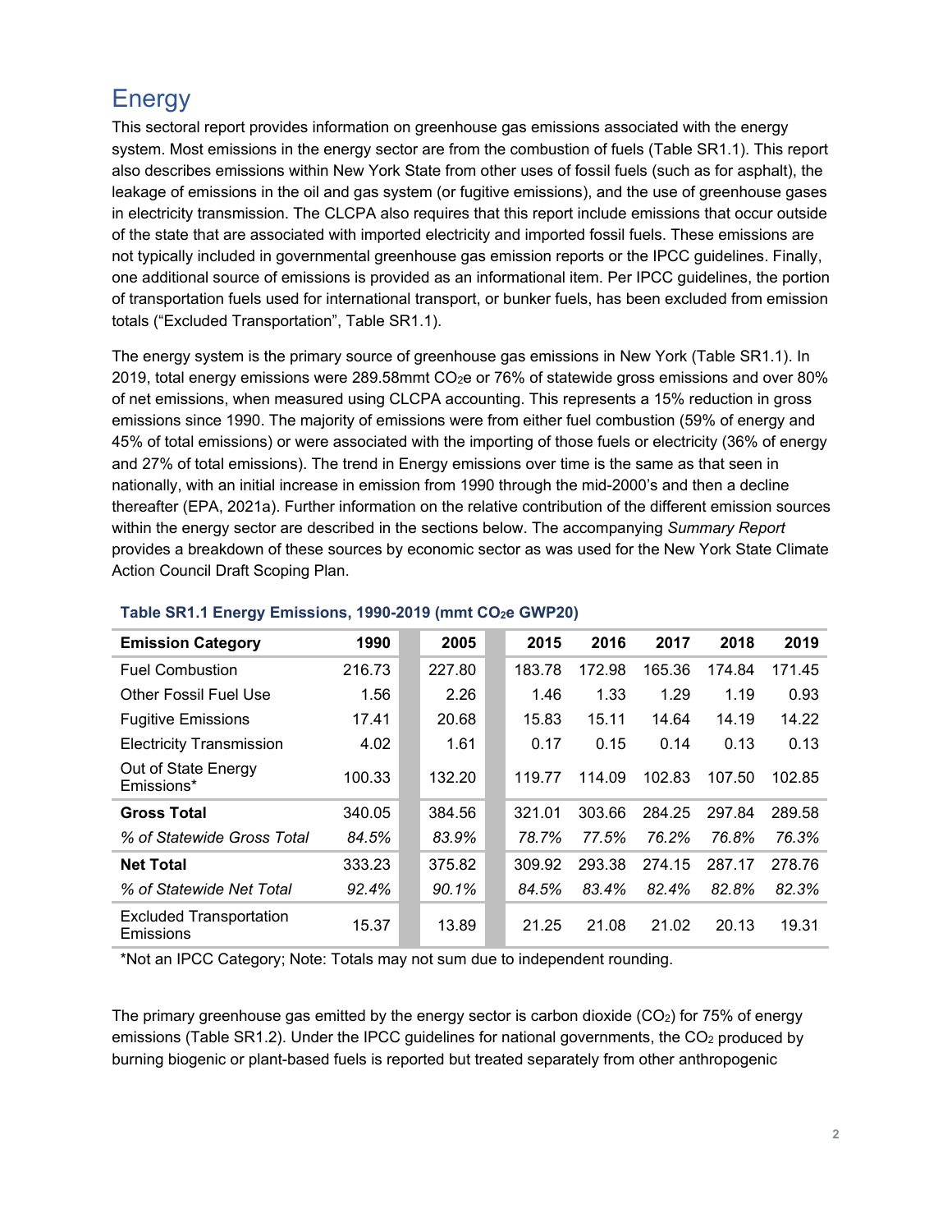# Energy

This sectoral report provides information on greenhouse gas emissions associated with the energy system. Most emissions in the energy sector are from the combustion of fuels (Table SR1.1). This report also describes emissions within New York State from other uses of fossil fuels (such as for asphalt), the leakage of emissions in the oil and gas system (or fugitive emissions), and the use of greenhouse gases in electricity transmission. The CLCPA also requires that this report include emissions that occur outside of the state that are associated with imported electricity and imported fossil fuels. These emissions are not typically included in governmental greenhouse gas emission reports or the IPCC guidelines. Finally, one additional source of emissions is provided as an informational item. Per IPCC guidelines, the portion of transportation fuels used for international transport, or bunker fuels, has been excluded from emission totals ("Excluded Transportation", Table SR1.1).

The energy system is the primary source of greenhouse gas emissions in New York (Table SR1.1). In 2019, total energy emissions were 289.58mmt $CO_2e$ or 76% of statewide gross emissions and over 80% of net emissions, when measured using CLCPA accounting. This represents a 15% reduction in gross emissions since 1990. The majority of emissions were from either fuel combustion (59% of energy and 45% of total emissions) or were associated with the importing of those fuels or electricity (36% of energy and 27% of total emissions). The trend in Energy emissions over time is the same as that seen in nationally, with an initial increase in emission from 1990 through the mid-2000's and then a decline thereafter (EPA, 2021a). Further information on the relative contribution of the different emission sources within the energy sector are described in the sections below. The accompanying *Summary Report* provides a breakdown of these sources by economic sector as was used for the New York State Climate Action Council Draft Scoping Plan.

**Table SR1.1 Energy Emissions, 1990-2019 (mmt $CO_2e$ GWP20)**

| Emission Category | 1990 | 2005 | 2015 | 2016 | 2017 | 2018 | 2019 |
|---|---|---|---|---|---|---|---|
| Fuel Combustion | 216.73 | 227.80 | 183.78 | 172.98 | 165.36 | 174.84 | 171.45 |
| Other Fossil Fuel Use | 1.56 | 2.26 | 1.46 | 1.33 | 1.29 | 1.19 | 0.93 |
| Fugitive Emissions | 17.41 | 20.68 | 15.83 | 15.11 | 14.64 | 14.19 | 14.22 |
| Electricity Transmission | 4.02 | 1.61 | 0.17 | 0.15 | 0.14 | 0.13 | 0.13 |
| Out of State Energy Emissions* | 100.33 | 132.20 | 119.77 | 114.09 | 102.83 | 107.50 | 102.85 |
| **Gross Total** | 340.05 | 384.56 | 321.01 | 303.66 | 284.25 | 297.84 | 289.58 |
| *% of Statewide Gross Total* | *84.5%* | *83.9%* | *78.7%* | *77.5%* | *76.2%* | *76.8%* | *76.3%* |
| **Net Total** | 333.23 | 375.82 | 309.92 | 293.38 | 274.15 | 287.17 | 278.76 |
| *% of Statewide Net Total* | *92.4%* | *90.1%* | *84.5%* | *83.4%* | *82.4%* | *82.8%* | *82.3%* |
| Excluded Transportation Emissions | 15.37 | 13.89 | 21.25 | 21.08 | 21.02 | 20.13 | 19.31 |

*Not an IPCC Category; Note: Totals may not sum due to independent rounding.

The primary greenhouse gas emitted by the energy sector is carbon dioxide ($CO_2$) for 75% of energy emissions (Table SR1.2). Under the IPCC guidelines for national governments, the $CO_2$ produced by burning biogenic or plant-based fuels is reported but treated separately from other anthropogenic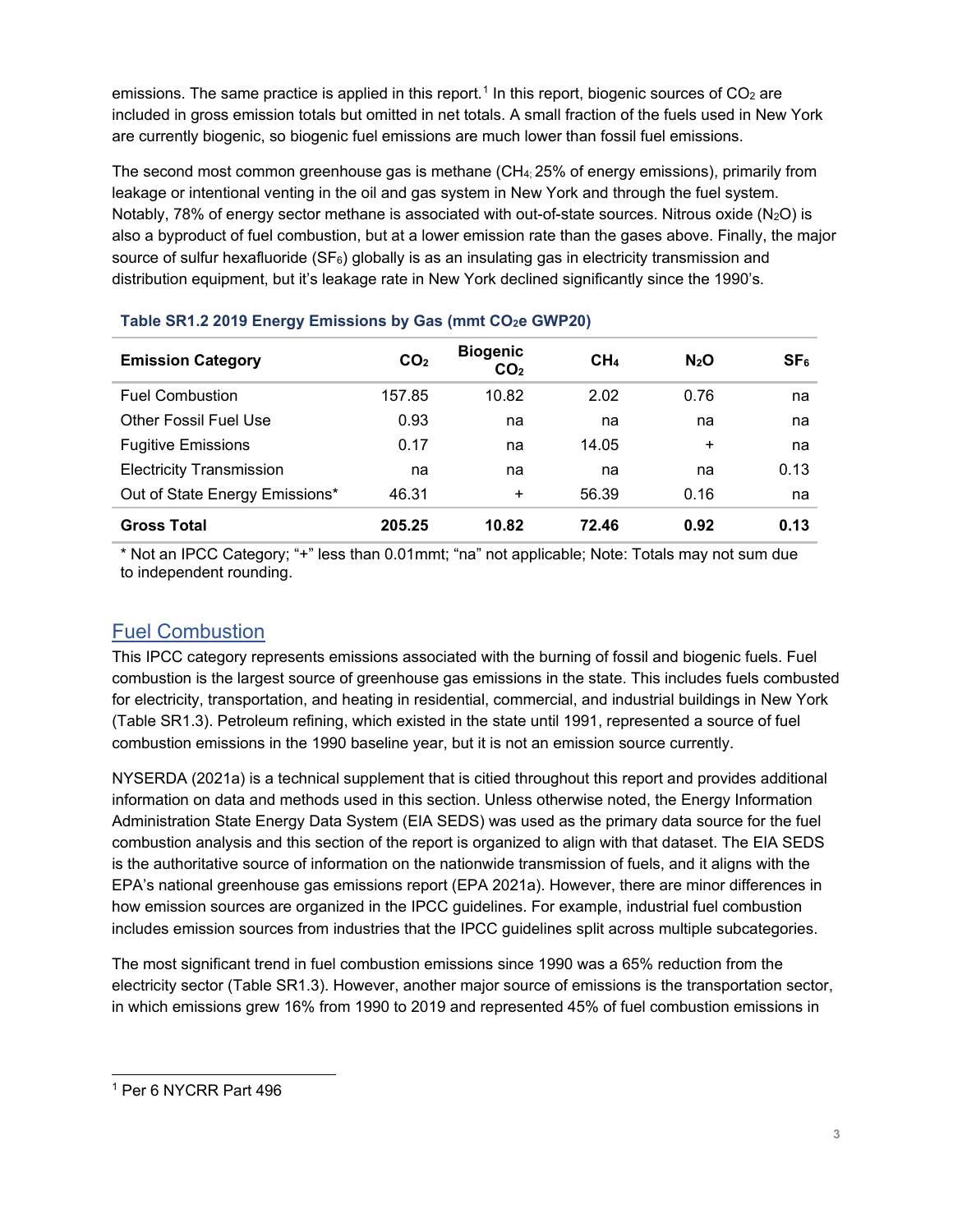emissions. The same practice is applied in this report.[1] In this report, biogenic sources of $CO_2$ are included in gross emission totals but omitted in net totals. A small fraction of the fuels used in New York are currently biogenic, so biogenic fuel emissions are much lower than fossil fuel emissions.

The second most common greenhouse gas is methane ($CH_4$; 25% of energy emissions), primarily from leakage or intentional venting in the oil and gas system in New York and through the fuel system. Notably, 78% of energy sector methane is associated with out-of-state sources. Nitrous oxide ($N_2O$) is also a byproduct of fuel combustion, but at a lower emission rate than the gases above. Finally, the major source of sulfur hexafluoride ($SF_6$) globally is as an insulating gas in electricity transmission and distribution equipment, but it's leakage rate in New York declined significantly since the 1990's.

**Table SR1.2 2019 Energy Emissions by Gas (mmt $CO_2$e GWP20)**

| Emission Category | $CO_2$ | Biogenic $CO_2$ | $CH_4$ | $N_2O$ | $SF_6$ |
|---|---|---|---|---|---|
| Fuel Combustion | 157.85 | 10.82 | 2.02 | 0.76 | na |
| Other Fossil Fuel Use | 0.93 | na | na | na | na |
| Fugitive Emissions | 0.17 | na | 14.05 | + | na |
| Electricity Transmission | na | na | na | na | 0.13 |
| Out of State Energy Emissions* | 46.31 | + | 56.39 | 0.16 | na |
| **Gross Total** | **205.25** | **10.82** | **72.46** | **0.92** | **0.13** |

* Not an IPCC Category; "+" less than 0.01mmt; "na" not applicable; Note: Totals may not sum due to independent rounding.

## Fuel Combustion

This IPCC category represents emissions associated with the burning of fossil and biogenic fuels. Fuel combustion is the largest source of greenhouse gas emissions in the state. This includes fuels combusted for electricity, transportation, and heating in residential, commercial, and industrial buildings in New York (Table SR1.3). Petroleum refining, which existed in the state until 1991, represented a source of fuel combustion emissions in the 1990 baseline year, but it is not an emission source currently.

NYSERDA (2021a) is a technical supplement that is citied throughout this report and provides additional information on data and methods used in this section. Unless otherwise noted, the Energy Information Administration State Energy Data System (EIA SEDS) was used as the primary data source for the fuel combustion analysis and this section of the report is organized to align with that dataset. The EIA SEDS is the authoritative source of information on the nationwide transmission of fuels, and it aligns with the EPA's national greenhouse gas emissions report (EPA 2021a). However, there are minor differences in how emission sources are organized in the IPCC guidelines. For example, industrial fuel combustion includes emission sources from industries that the IPCC guidelines split across multiple subcategories.

The most significant trend in fuel combustion emissions since 1990 was a 65% reduction from the electricity sector (Table SR1.3). However, another major source of emissions is the transportation sector, in which emissions grew 16% from 1990 to 2019 and represented 45% of fuel combustion emissions in

[1] Per 6 NYCRR Part 496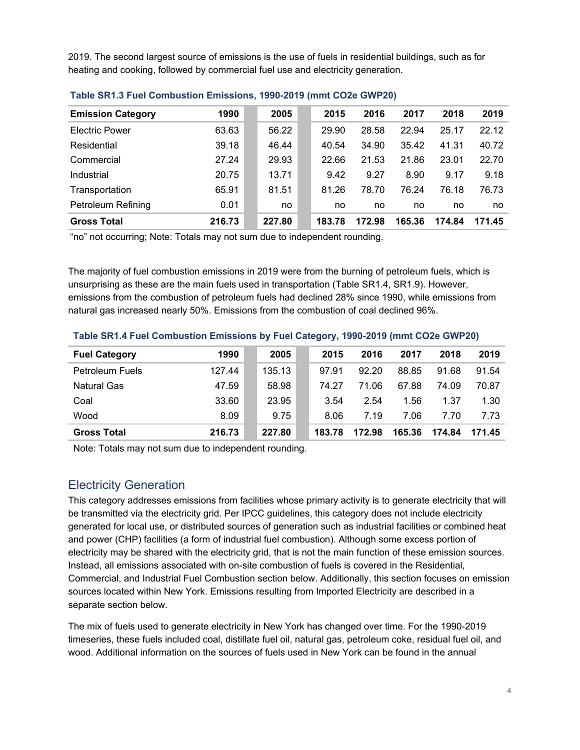2019. The second largest source of emissions is the use of fuels in residential buildings, such as for heating and cooking, followed by commercial fuel use and electricity generation.

**Table SR1.3 Fuel Combustion Emissions, 1990-2019 (mmt CO2e GWP20)**

| Emission Category | 1990 | 2005 | 2015 | 2016 | 2017 | 2018 | 2019 |
|---|---|---|---|---|---|---|---|
| Electric Power | 63.63 | 56.22 | 29.90 | 28.58 | 22.94 | 25.17 | 22.12 |
| Residential | 39.18 | 46.44 | 40.54 | 34.90 | 35.42 | 41.31 | 40.72 |
| Commercial | 27.24 | 29.93 | 22.66 | 21.53 | 21.86 | 23.01 | 22.70 |
| Industrial | 20.75 | 13.71 | 9.42 | 9.27 | 8.90 | 9.17 | 9.18 |
| Transportation | 65.91 | 81.51 | 81.26 | 78.70 | 76.24 | 76.18 | 76.73 |
| Petroleum Refining | 0.01 | no | no | no | no | no | no |
| **Gross Total** | **216.73** | **227.80** | **183.78** | **172.98** | **165.36** | **174.84** | **171.45** |

"no" not occurring; Note: Totals may not sum due to independent rounding.

The majority of fuel combustion emissions in 2019 were from the burning of petroleum fuels, which is unsurprising as these are the main fuels used in transportation (Table SR1.4, SR1.9). However, emissions from the combustion of petroleum fuels had declined 28% since 1990, while emissions from natural gas increased nearly 50%. Emissions from the combustion of coal declined 96%.

**Table SR1.4 Fuel Combustion Emissions by Fuel Category, 1990-2019 (mmt CO2e GWP20)**

| Fuel Category | 1990 | 2005 | 2015 | 2016 | 2017 | 2018 | 2019 |
|---|---|---|---|---|---|---|---|
| Petroleum Fuels | 127.44 | 135.13 | 97.91 | 92.20 | 88.85 | 91.68 | 91.54 |
| Natural Gas | 47.59 | 58.98 | 74.27 | 71.06 | 67.88 | 74.09 | 70.87 |
| Coal | 33.60 | 23.95 | 3.54 | 2.54 | 1.56 | 1.37 | 1.30 |
| Wood | 8.09 | 9.75 | 8.06 | 7.19 | 7.06 | 7.70 | 7.73 |
| **Gross Total** | **216.73** | **227.80** | **183.78** | **172.98** | **165.36** | **174.84** | **171.45** |

Note: Totals may not sum due to independent rounding.

## Electricity Generation

This category addresses emissions from facilities whose primary activity is to generate electricity that will be transmitted via the electricity grid. Per IPCC guidelines, this category does not include electricity generated for local use, or distributed sources of generation such as industrial facilities or combined heat and power (CHP) facilities (a form of industrial fuel combustion). Although some excess portion of electricity may be shared with the electricity grid, that is not the main function of these emission sources. Instead, all emissions associated with on-site combustion of fuels is covered in the Residential, Commercial, and Industrial Fuel Combustion section below. Additionally, this section focuses on emission sources located within New York. Emissions resulting from Imported Electricity are described in a separate section below.

The mix of fuels used to generate electricity in New York has changed over time. For the 1990-2019 timeseries, these fuels included coal, distillate fuel oil, natural gas, petroleum coke, residual fuel oil, and wood. Additional information on the sources of fuels used in New York can be found in the annual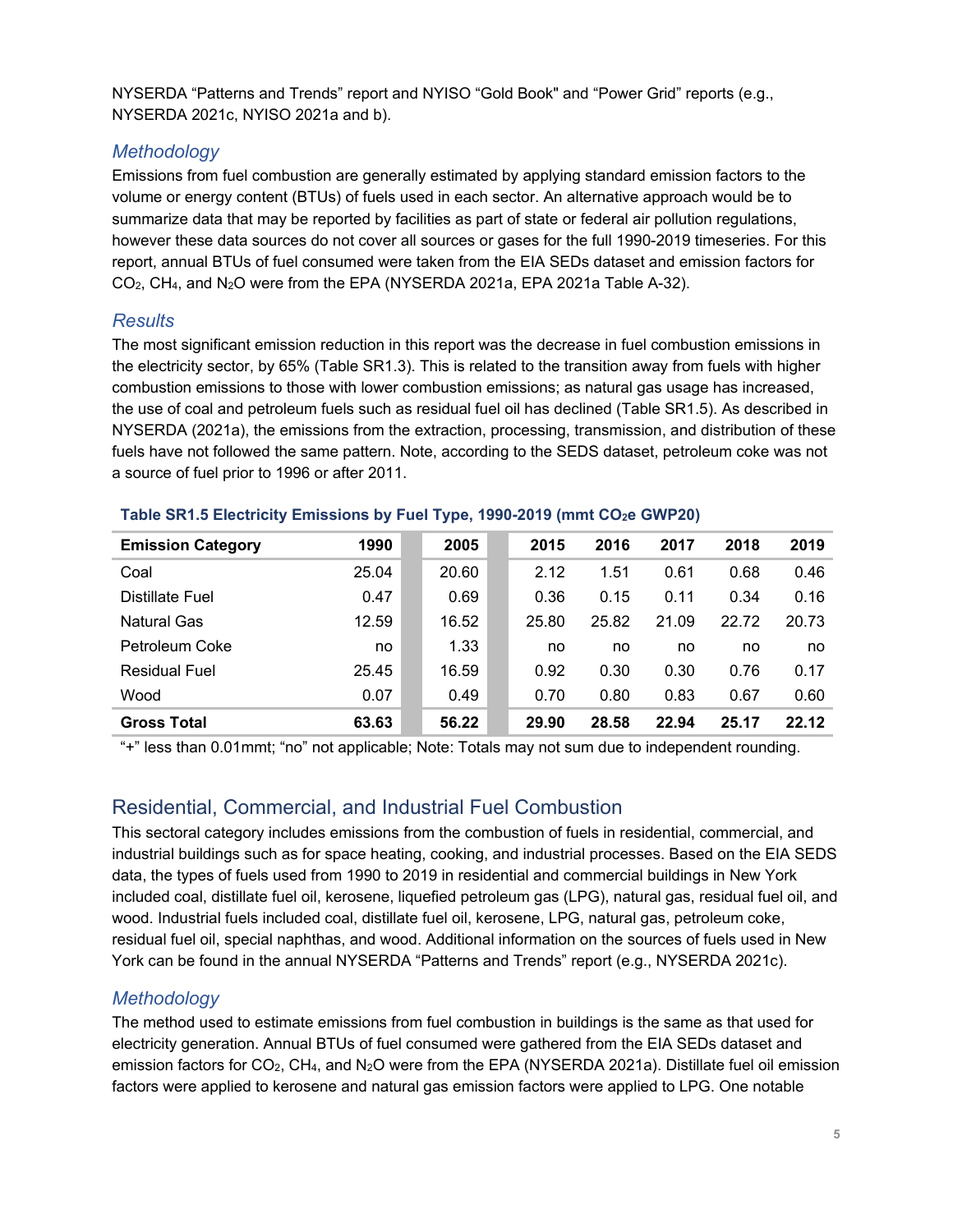NYSERDA “Patterns and Trends” report and NYISO “Gold Book" and “Power Grid” reports (e.g., NYSERDA 2021c, NYISO 2021a and b).

### *Methodology*

Emissions from fuel combustion are generally estimated by applying standard emission factors to the volume or energy content (BTUs) of fuels used in each sector. An alternative approach would be to summarize data that may be reported by facilities as part of state or federal air pollution regulations, however these data sources do not cover all sources or gases for the full 1990-2019 timeseries. For this report, annual BTUs of fuel consumed were taken from the EIA SEDs dataset and emission factors for $CO_2$, $CH_4$, and $N_2O$ were from the EPA (NYSERDA 2021a, EPA 2021a Table A-32).

### *Results*

The most significant emission reduction in this report was the decrease in fuel combustion emissions in the electricity sector, by 65% (Table SR1.3). This is related to the transition away from fuels with higher combustion emissions to those with lower combustion emissions; as natural gas usage has increased, the use of coal and petroleum fuels such as residual fuel oil has declined (Table SR1.5). As described in NYSERDA (2021a), the emissions from the extraction, processing, transmission, and distribution of these fuels have not followed the same pattern. Note, according to the SEDS dataset, petroleum coke was not a source of fuel prior to 1996 or after 2011.

**Table SR1.5 Electricity Emissions by Fuel Type, 1990-2019 (mmt $CO_2e$ GWP20)**

| Emission Category | 1990 | 2005 | 2015 | 2016 | 2017 | 2018 | 2019 |
|---|---|---|---|---|---|---|---|
| Coal | 25.04 | 20.60 | 2.12 | 1.51 | 0.61 | 0.68 | 0.46 |
| Distillate Fuel | 0.47 | 0.69 | 0.36 | 0.15 | 0.11 | 0.34 | 0.16 |
| Natural Gas | 12.59 | 16.52 | 25.80 | 25.82 | 21.09 | 22.72 | 20.73 |
| Petroleum Coke | no | 1.33 | no | no | no | no | no |
| Residual Fuel | 25.45 | 16.59 | 0.92 | 0.30 | 0.30 | 0.76 | 0.17 |
| Wood | 0.07 | 0.49 | 0.70 | 0.80 | 0.83 | 0.67 | 0.60 |
| **Gross Total** | **63.63** | **56.22** | **29.90** | **28.58** | **22.94** | **25.17** | **22.12** |

“+” less than 0.01mmt; “no” not applicable; Note: Totals may not sum due to independent rounding.

## Residential, Commercial, and Industrial Fuel Combustion

This sectoral category includes emissions from the combustion of fuels in residential, commercial, and industrial buildings such as for space heating, cooking, and industrial processes. Based on the EIA SEDS data, the types of fuels used from 1990 to 2019 in residential and commercial buildings in New York included coal, distillate fuel oil, kerosene, liquefied petroleum gas (LPG), natural gas, residual fuel oil, and wood. Industrial fuels included coal, distillate fuel oil, kerosene, LPG, natural gas, petroleum coke, residual fuel oil, special naphthas, and wood. Additional information on the sources of fuels used in New York can be found in the annual NYSERDA “Patterns and Trends” report (e.g., NYSERDA 2021c).

### *Methodology*

The method used to estimate emissions from fuel combustion in buildings is the same as that used for electricity generation. Annual BTUs of fuel consumed were gathered from the EIA SEDs dataset and emission factors for $CO_2$, $CH_4$, and $N_2O$ were from the EPA (NYSERDA 2021a). Distillate fuel oil emission factors were applied to kerosene and natural gas emission factors were applied to LPG. One notable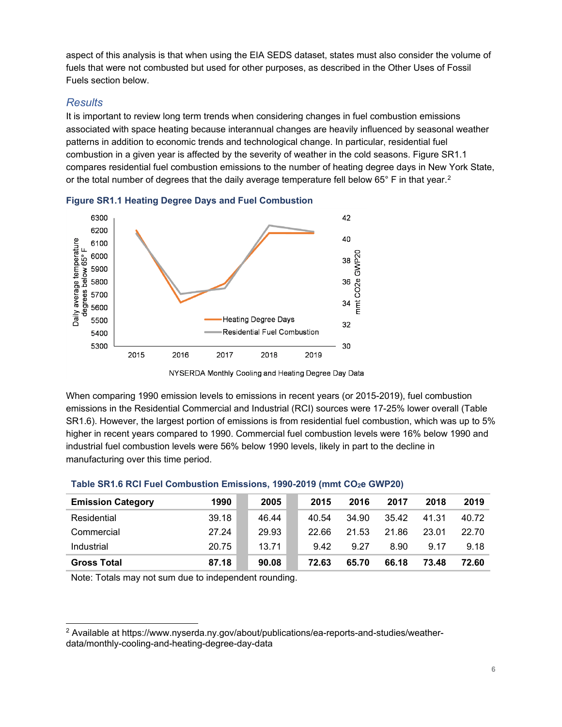aspect of this analysis is that when using the EIA SEDS dataset, states must also consider the volume of fuels that were not combusted but used for other purposes, as described in the Other Uses of Fossil Fuels section below.

### *Results*

It is important to review long term trends when considering changes in fuel combustion emissions associated with space heating because interannual changes are heavily influenced by seasonal weather patterns in addition to economic trends and technological change. In particular, residential fuel combustion in a given year is affected by the severity of weather in the cold seasons. Figure SR1.1 compares residential fuel combustion emissions to the number of heating degree days in New York State, or the total number of degrees that the daily average temperature fell below 65° F in that year.[2]

**Figure SR1.1 Heating Degree Days and Fuel Combustion**

NYSERDA Monthly Cooling and Heating Degree Day Data

When comparing 1990 emission levels to emissions in recent years (or 2015-2019), fuel combustion emissions in the Residential Commercial and Industrial (RCI) sources were 17-25% lower overall (Table SR1.6). However, the largest portion of emissions is from residential fuel combustion, which was up to 5% higher in recent years compared to 1990. Commercial fuel combustion levels were 16% below 1990 and industrial fuel combustion levels were 56% below 1990 levels, likely in part to the decline in manufacturing over this time period.

**Table SR1.6 RCI Fuel Combustion Emissions, 1990-2019 (mmt $CO_2e$ GWP20)**

| Emission Category | 1990 | 2005 | 2015 | 2016 | 2017 | 2018 | 2019 |
|---|---|---|---|---|---|---|---|
| Residential | 39.18 | 46.44 | 40.54 | 34.90 | 35.42 | 41.31 | 40.72 |
| Commercial | 27.24 | 29.93 | 22.66 | 21.53 | 21.86 | 23.01 | 22.70 |
| Industrial | 20.75 | 13.71 | 9.42 | 9.27 | 8.90 | 9.17 | 9.18 |
| **Gross Total** | **87.18** | **90.08** | **72.63** | **65.70** | **66.18** | **73.48** | **72.60** |

Note: Totals may not sum due to independent rounding.

[2] Available at https://www.nyserda.ny.gov/about/publications/ea-reports-and-studies/weather-data/monthly-cooling-and-heating-degree-day-data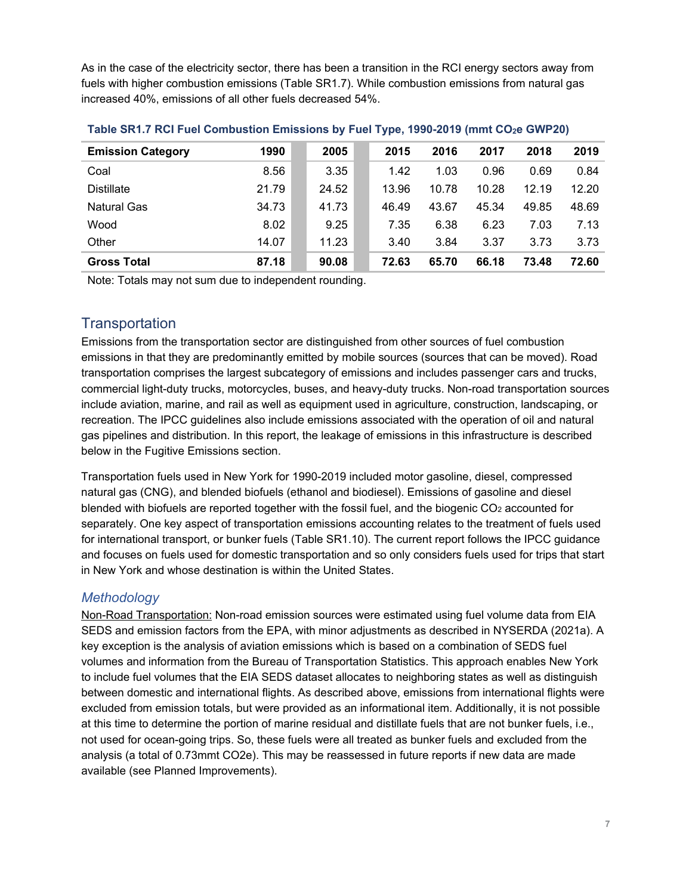As in the case of the electricity sector, there has been a transition in the RCI energy sectors away from fuels with higher combustion emissions (Table SR1.7). While combustion emissions from natural gas increased 40%, emissions of all other fuels decreased 54%.

**Table SR1.7 RCI Fuel Combustion Emissions by Fuel Type, 1990-2019 (mmt $CO_2$e GWP20)**

| Emission Category | 1990 | 2005 | 2015 | 2016 | 2017 | 2018 | 2019 |
|---|---|---|---|---|---|---|---|
| Coal | 8.56 | 3.35 | 1.42 | 1.03 | 0.96 | 0.69 | 0.84 |
| Distillate | 21.79 | 24.52 | 13.96 | 10.78 | 10.28 | 12.19 | 12.20 |
| Natural Gas | 34.73 | 41.73 | 46.49 | 43.67 | 45.34 | 49.85 | 48.69 |
| Wood | 8.02 | 9.25 | 7.35 | 6.38 | 6.23 | 7.03 | 7.13 |
| Other | 14.07 | 11.23 | 3.40 | 3.84 | 3.37 | 3.73 | 3.73 |
| **Gross Total** | **87.18** | **90.08** | **72.63** | **65.70** | **66.18** | **73.48** | **72.60** |

Note: Totals may not sum due to independent rounding.

## Transportation

Emissions from the transportation sector are distinguished from other sources of fuel combustion emissions in that they are predominantly emitted by mobile sources (sources that can be moved). Road transportation comprises the largest subcategory of emissions and includes passenger cars and trucks, commercial light-duty trucks, motorcycles, buses, and heavy-duty trucks. Non-road transportation sources include aviation, marine, and rail as well as equipment used in agriculture, construction, landscaping, or recreation. The IPCC guidelines also include emissions associated with the operation of oil and natural gas pipelines and distribution. In this report, the leakage of emissions in this infrastructure is described below in the Fugitive Emissions section.

Transportation fuels used in New York for 1990-2019 included motor gasoline, diesel, compressed natural gas (CNG), and blended biofuels (ethanol and biodiesel). Emissions of gasoline and diesel blended with biofuels are reported together with the fossil fuel, and the biogenic $CO_2$ accounted for separately. One key aspect of transportation emissions accounting relates to the treatment of fuels used for international transport, or bunker fuels (Table SR1.10). The current report follows the IPCC guidance and focuses on fuels used for domestic transportation and so only considers fuels used for trips that start in New York and whose destination is within the United States.

### *Methodology*

Non-Road Transportation: Non-road emission sources were estimated using fuel volume data from EIA SEDS and emission factors from the EPA, with minor adjustments as described in NYSERDA (2021a). A key exception is the analysis of aviation emissions which is based on a combination of SEDS fuel volumes and information from the Bureau of Transportation Statistics. This approach enables New York to include fuel volumes that the EIA SEDS dataset allocates to neighboring states as well as distinguish between domestic and international flights. As described above, emissions from international flights were excluded from emission totals, but were provided as an informational item. Additionally, it is not possible at this time to determine the portion of marine residual and distillate fuels that are not bunker fuels, i.e., not used for ocean-going trips. So, these fuels were all treated as bunker fuels and excluded from the analysis (a total of 0.73mmt $CO_2$e). This may be reassessed in future reports if new data are made available (see Planned Improvements).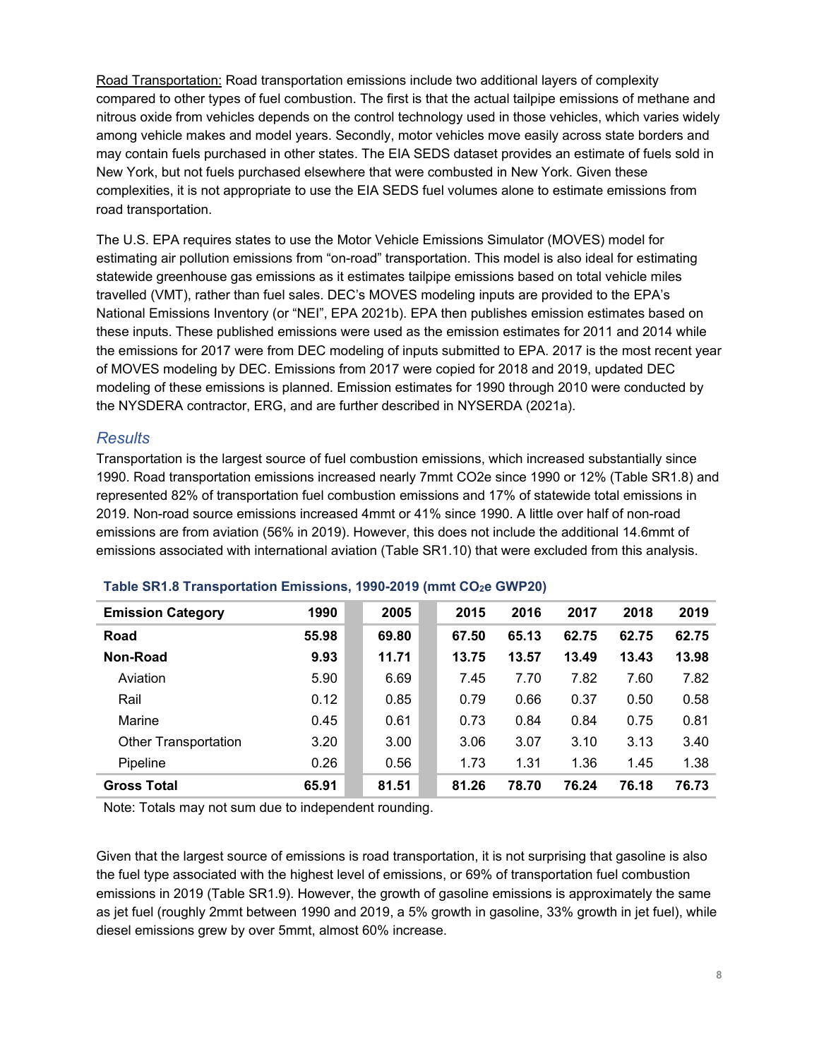Road Transportation: Road transportation emissions include two additional layers of complexity compared to other types of fuel combustion. The first is that the actual tailpipe emissions of methane and nitrous oxide from vehicles depends on the control technology used in those vehicles, which varies widely among vehicle makes and model years. Secondly, motor vehicles move easily across state borders and may contain fuels purchased in other states. The EIA SEDS dataset provides an estimate of fuels sold in New York, but not fuels purchased elsewhere that were combusted in New York. Given these complexities, it is not appropriate to use the EIA SEDS fuel volumes alone to estimate emissions from road transportation.

The U.S. EPA requires states to use the Motor Vehicle Emissions Simulator (MOVES) model for estimating air pollution emissions from "on-road" transportation. This model is also ideal for estimating statewide greenhouse gas emissions as it estimates tailpipe emissions based on total vehicle miles travelled (VMT), rather than fuel sales. DEC's MOVES modeling inputs are provided to the EPA's National Emissions Inventory (or "NEI", EPA 2021b). EPA then publishes emission estimates based on these inputs. These published emissions were used as the emission estimates for 2011 and 2014 while the emissions for 2017 were from DEC modeling of inputs submitted to EPA. 2017 is the most recent year of MOVES modeling by DEC. Emissions from 2017 were copied for 2018 and 2019, updated DEC modeling of these emissions is planned. Emission estimates for 1990 through 2010 were conducted by the NYSDERA contractor, ERG, and are further described in NYSERDA (2021a).

### *Results*

Transportation is the largest source of fuel combustion emissions, which increased substantially since 1990. Road transportation emissions increased nearly 7mmt CO2e since 1990 or 12% (Table SR1.8) and represented 82% of transportation fuel combustion emissions and 17% of statewide total emissions in 2019. Non-road source emissions increased 4mmt or 41% since 1990. A little over half of non-road emissions are from aviation (56% in 2019). However, this does not include the additional 14.6mmt of emissions associated with international aviation (Table SR1.10) that were excluded from this analysis.

**Table SR1.8 Transportation Emissions, 1990-2019 (mmt $CO_2e$ GWP20)**

| Emission Category | 1990 | 2005 | 2015 | 2016 | 2017 | 2018 | 2019 |
|---|---|---|---|---|---|---|---|
| **Road** | **55.98** | **69.80** | **67.50** | **65.13** | **62.75** | **62.75** | **62.75** |
| **Non-Road** | **9.93** | **11.71** | **13.75** | **13.57** | **13.49** | **13.43** | **13.98** |
| Aviation | 5.90 | 6.69 | 7.45 | 7.70 | 7.82 | 7.60 | 7.82 |
| Rail | 0.12 | 0.85 | 0.79 | 0.66 | 0.37 | 0.50 | 0.58 |
| Marine | 0.45 | 0.61 | 0.73 | 0.84 | 0.84 | 0.75 | 0.81 |
| Other Transportation | 3.20 | 3.00 | 3.06 | 3.07 | 3.10 | 3.13 | 3.40 |
| Pipeline | 0.26 | 0.56 | 1.73 | 1.31 | 1.36 | 1.45 | 1.38 |
| **Gross Total** | **65.91** | **81.51** | **81.26** | **78.70** | **76.24** | **76.18** | **76.73** |

Note: Totals may not sum due to independent rounding.

Given that the largest source of emissions is road transportation, it is not surprising that gasoline is also the fuel type associated with the highest level of emissions, or 69% of transportation fuel combustion emissions in 2019 (Table SR1.9). However, the growth of gasoline emissions is approximately the same as jet fuel (roughly 2mmt between 1990 and 2019, a 5% growth in gasoline, 33% growth in jet fuel), while diesel emissions grew by over 5mmt, almost 60% increase.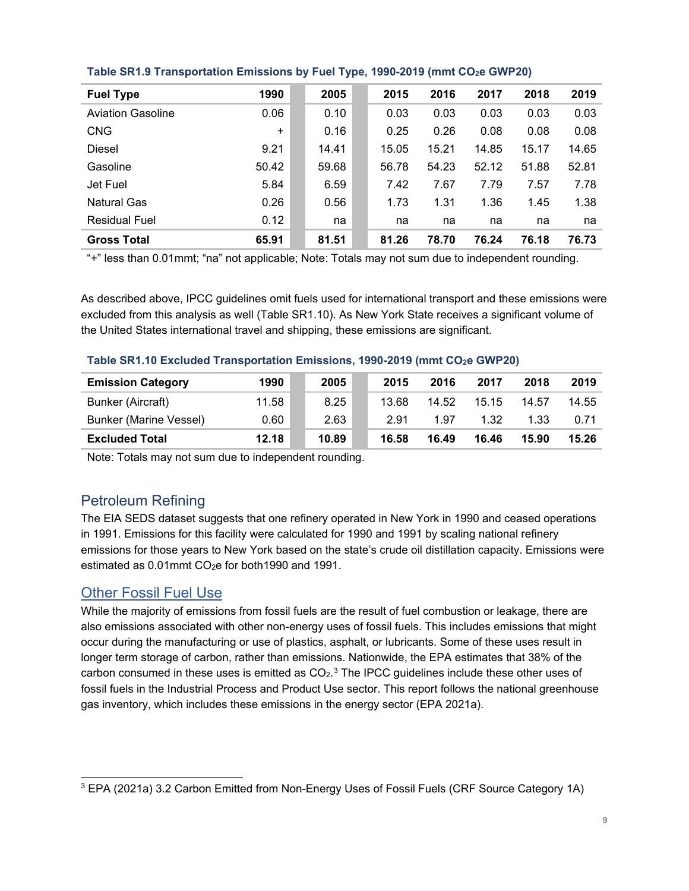**Table SR1.9 Transportation Emissions by Fuel Type, 1990-2019 (mmt $CO_2e$ GWP20)**

| Fuel Type | 1990 | 2005 | 2015 | 2016 | 2017 | 2018 | 2019 |
|---|---|---|---|---|---|---|---|
| Aviation Gasoline | 0.06 | 0.10 | 0.03 | 0.03 | 0.03 | 0.03 | 0.03 |
| CNG | + | 0.16 | 0.25 | 0.26 | 0.08 | 0.08 | 0.08 |
| Diesel | 9.21 | 14.41 | 15.05 | 15.21 | 14.85 | 15.17 | 14.65 |
| Gasoline | 50.42 | 59.68 | 56.78 | 54.23 | 52.12 | 51.88 | 52.81 |
| Jet Fuel | 5.84 | 6.59 | 7.42 | 7.67 | 7.79 | 7.57 | 7.78 |
| Natural Gas | 0.26 | 0.56 | 1.73 | 1.31 | 1.36 | 1.45 | 1.38 |
| Residual Fuel | 0.12 | na | na | na | na | na | na |
| **Gross Total** | **65.91** | **81.51** | **81.26** | **78.70** | **76.24** | **76.18** | **76.73** |

"+" less than 0.01mmt; "na" not applicable; Note: Totals may not sum due to independent rounding.

As described above, IPCC guidelines omit fuels used for international transport and these emissions were excluded from this analysis as well (Table SR1.10). As New York State receives a significant volume of the United States international travel and shipping, these emissions are significant.

**Table SR1.10 Excluded Transportation Emissions, 1990-2019 (mmt $CO_2e$ GWP20)**

| Emission Category | 1990 | 2005 | 2015 | 2016 | 2017 | 2018 | 2019 |
|---|---|---|---|---|---|---|---|
| Bunker (Aircraft) | 11.58 | 8.25 | 13.68 | 14.52 | 15.15 | 14.57 | 14.55 |
| Bunker (Marine Vessel) | 0.60 | 2.63 | 2.91 | 1.97 | 1.32 | 1.33 | 0.71 |
| **Excluded Total** | **12.18** | **10.89** | **16.58** | **16.49** | **16.46** | **15.90** | **15.26** |

Note: Totals may not sum due to independent rounding.

## Petroleum Refining

The EIA SEDS dataset suggests that one refinery operated in New York in 1990 and ceased operations in 1991. Emissions for this facility were calculated for 1990 and 1991 by scaling national refinery emissions for those years to New York based on the state's crude oil distillation capacity. Emissions were estimated as 0.01mmt $CO_2e$ for both1990 and 1991.

## Other Fossil Fuel Use

While the majority of emissions from fossil fuels are the result of fuel combustion or leakage, there are also emissions associated with other non-energy uses of fossil fuels. This includes emissions that might occur during the manufacturing or use of plastics, asphalt, or lubricants. Some of these uses result in longer term storage of carbon, rather than emissions. Nationwide, the EPA estimates that 38% of the carbon consumed in these uses is emitted as $CO_2$.[3] The IPCC guidelines include these other uses of fossil fuels in the Industrial Process and Product Use sector. This report follows the national greenhouse gas inventory, which includes these emissions in the energy sector (EPA 2021a).

[3] EPA (2021a) 3.2 Carbon Emitted from Non-Energy Uses of Fossil Fuels (CRF Source Category 1A)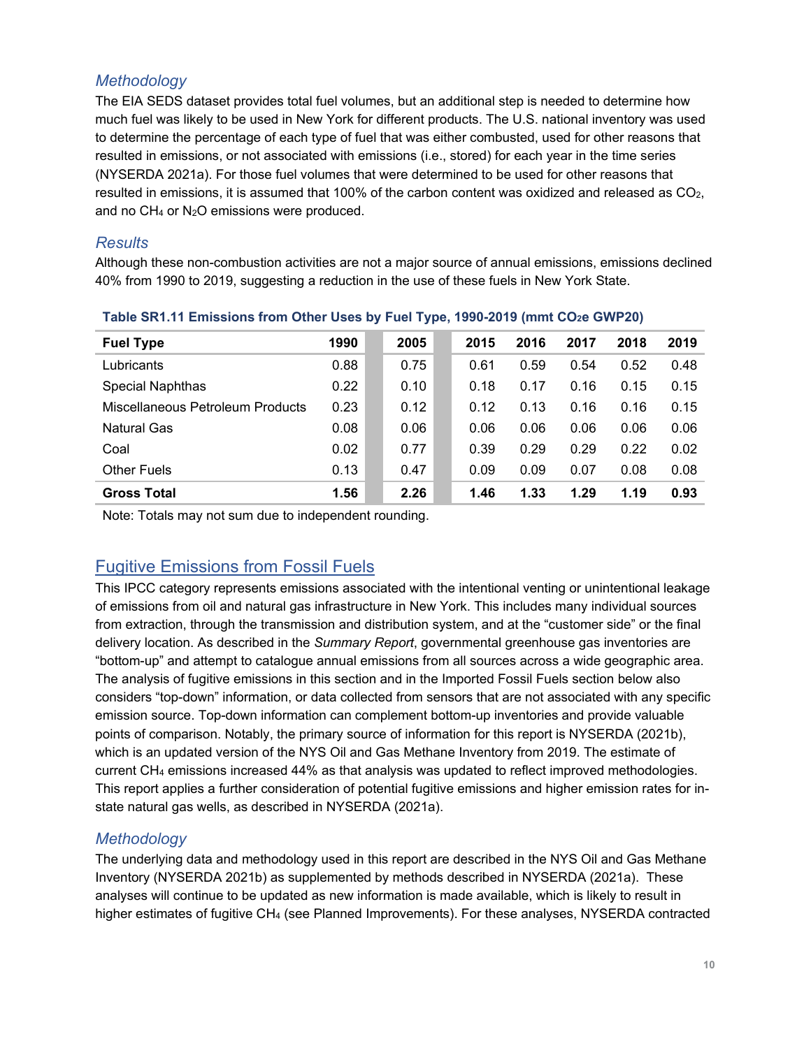### Methodology

The EIA SEDS dataset provides total fuel volumes, but an additional step is needed to determine how much fuel was likely to be used in New York for different products. The U.S. national inventory was used to determine the percentage of each type of fuel that was either combusted, used for other reasons that resulted in emissions, or not associated with emissions (i.e., stored) for each year in the time series (NYSERDA 2021a). For those fuel volumes that were determined to be used for other reasons that resulted in emissions, it is assumed that 100% of the carbon content was oxidized and released as $CO_2$, and no $CH_4$ or $N_2O$ emissions were produced.

### Results

Although these non-combustion activities are not a major source of annual emissions, emissions declined 40% from 1990 to 2019, suggesting a reduction in the use of these fuels in New York State.

**Table SR1.11 Emissions from Other Uses by Fuel Type, 1990-2019 (mmt $CO_2e$ GWP20)**

| Fuel Type | 1990 | 2005 | 2015 | 2016 | 2017 | 2018 | 2019 |
|---|---|---|---|---|---|---|---|
| Lubricants | 0.88 | 0.75 | 0.61 | 0.59 | 0.54 | 0.52 | 0.48 |
| Special Naphthas | 0.22 | 0.10 | 0.18 | 0.17 | 0.16 | 0.15 | 0.15 |
| Miscellaneous Petroleum Products | 0.23 | 0.12 | 0.12 | 0.13 | 0.16 | 0.16 | 0.15 |
| Natural Gas | 0.08 | 0.06 | 0.06 | 0.06 | 0.06 | 0.06 | 0.06 |
| Coal | 0.02 | 0.77 | 0.39 | 0.29 | 0.29 | 0.22 | 0.02 |
| Other Fuels | 0.13 | 0.47 | 0.09 | 0.09 | 0.07 | 0.08 | 0.08 |
| **Gross Total** | **1.56** | **2.26** | **1.46** | **1.33** | **1.29** | **1.19** | **0.93** |

Note: Totals may not sum due to independent rounding.

## Fugitive Emissions from Fossil Fuels

This IPCC category represents emissions associated with the intentional venting or unintentional leakage of emissions from oil and natural gas infrastructure in New York. This includes many individual sources from extraction, through the transmission and distribution system, and at the "customer side" or the final delivery location. As described in the *Summary Report*, governmental greenhouse gas inventories are "bottom-up" and attempt to catalogue annual emissions from all sources across a wide geographic area. The analysis of fugitive emissions in this section and in the Imported Fossil Fuels section below also considers "top-down" information, or data collected from sensors that are not associated with any specific emission source. Top-down information can complement bottom-up inventories and provide valuable points of comparison. Notably, the primary source of information for this report is NYSERDA (2021b), which is an updated version of the NYS Oil and Gas Methane Inventory from 2019. The estimate of current $CH_4$ emissions increased 44% as that analysis was updated to reflect improved methodologies. This report applies a further consideration of potential fugitive emissions and higher emission rates for in-state natural gas wells, as described in NYSERDA (2021a).

### Methodology

The underlying data and methodology used in this report are described in the NYS Oil and Gas Methane Inventory (NYSERDA 2021b) as supplemented by methods described in NYSERDA (2021a). These analyses will continue to be updated as new information is made available, which is likely to result in higher estimates of fugitive $CH_4$ (see Planned Improvements). For these analyses, NYSERDA contracted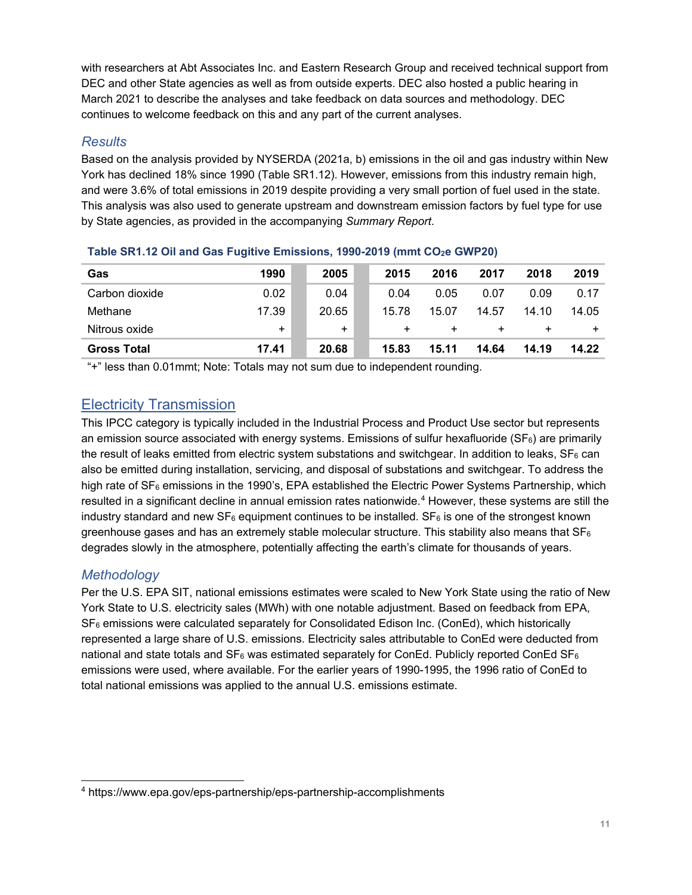with researchers at Abt Associates Inc. and Eastern Research Group and received technical support from DEC and other State agencies as well as from outside experts. DEC also hosted a public hearing in March 2021 to describe the analyses and take feedback on data sources and methodology. DEC continues to welcome feedback on this and any part of the current analyses.

### *Results*

Based on the analysis provided by NYSERDA (2021a, b) emissions in the oil and gas industry within New York has declined 18% since 1990 (Table SR1.12). However, emissions from this industry remain high, and were 3.6% of total emissions in 2019 despite providing a very small portion of fuel used in the state. This analysis was also used to generate upstream and downstream emission factors by fuel type for use by State agencies, as provided in the accompanying *Summary Report*.

**Table SR1.12 Oil and Gas Fugitive Emissions, 1990-2019 (mmt $CO_2e$ GWP20)**

| Gas | 1990 | 2005 | 2015 | 2016 | 2017 | 2018 | 2019 |
|---|---|---|---|---|---|---|---|
| Carbon dioxide | 0.02 | 0.04 | 0.04 | 0.05 | 0.07 | 0.09 | 0.17 |
| Methane | 17.39 | 20.65 | 15.78 | 15.07 | 14.57 | 14.10 | 14.05 |
| Nitrous oxide | + | + | + | + | + | + | + |
| **Gross Total** | **17.41** | **20.68** | **15.83** | **15.11** | **14.64** | **14.19** | **14.22** |

"+" less than 0.01mmt; Note: Totals may not sum due to independent rounding.

## Electricity Transmission

This IPCC category is typically included in the Industrial Process and Product Use sector but represents an emission source associated with energy systems. Emissions of sulfur hexafluoride ($SF_6$) are primarily the result of leaks emitted from electric system substations and switchgear. In addition to leaks, $SF_6$ can also be emitted during installation, servicing, and disposal of substations and switchgear. To address the high rate of $SF_6$ emissions in the 1990's, EPA established the Electric Power Systems Partnership, which resulted in a significant decline in annual emission rates nationwide.[4] However, these systems are still the industry standard and new $SF_6$ equipment continues to be installed. $SF_6$ is one of the strongest known greenhouse gases and has an extremely stable molecular structure. This stability also means that $SF_6$ degrades slowly in the atmosphere, potentially affecting the earth's climate for thousands of years.

### *Methodology*

Per the U.S. EPA SIT, national emissions estimates were scaled to New York State using the ratio of New York State to U.S. electricity sales (MWh) with one notable adjustment. Based on feedback from EPA, $SF_6$ emissions were calculated separately for Consolidated Edison Inc. (ConEd), which historically represented a large share of U.S. emissions. Electricity sales attributable to ConEd were deducted from national and state totals and $SF_6$ was estimated separately for ConEd. Publicly reported ConEd $SF_6$ emissions were used, where available. For the earlier years of 1990-1995, the 1996 ratio of ConEd to total national emissions was applied to the annual U.S. emissions estimate.

[4] https://www.epa.gov/eps-partnership/eps-partnership-accomplishments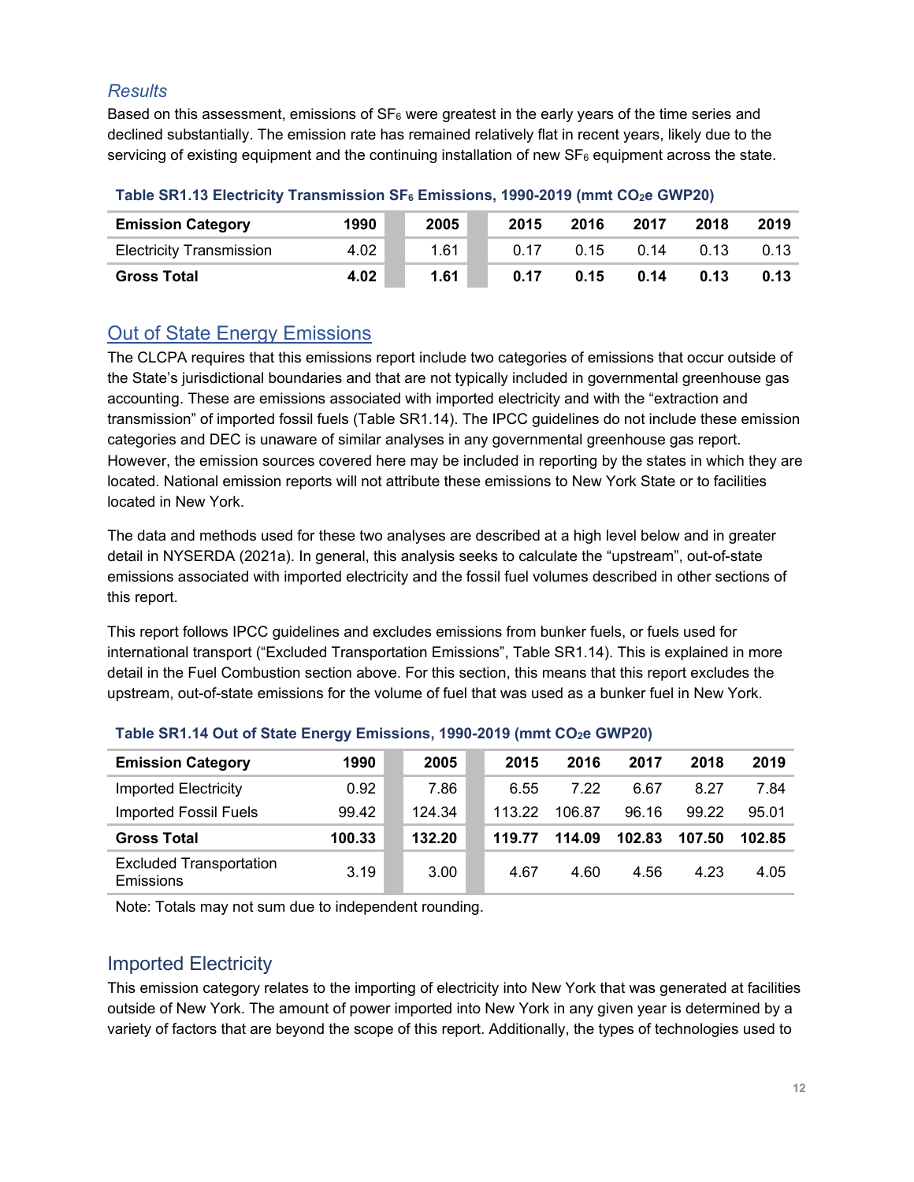### *Results*

Based on this assessment, emissions of $SF_6$ were greatest in the early years of the time series and declined substantially. The emission rate has remained relatively flat in recent years, likely due to the servicing of existing equipment and the continuing installation of new $SF_6$ equipment across the state.

**Table SR1.13 Electricity Transmission $SF_6$ Emissions, 1990-2019 (mmt $CO_2$e GWP20)**

| Emission Category | 1990 | 2005 | 2015 | 2016 | 2017 | 2018 | 2019 |
|---|---|---|---|---|---|---|---|
| Electricity Transmission | 4.02 | 1.61 | 0.17 | 0.15 | 0.14 | 0.13 | 0.13 |
| **Gross Total** | **4.02** | **1.61** | **0.17** | **0.15** | **0.14** | **0.13** | **0.13** |

## Out of State Energy Emissions

The CLCPA requires that this emissions report include two categories of emissions that occur outside of the State's jurisdictional boundaries and that are not typically included in governmental greenhouse gas accounting. These are emissions associated with imported electricity and with the "extraction and transmission" of imported fossil fuels (Table SR1.14). The IPCC guidelines do not include these emission categories and DEC is unaware of similar analyses in any governmental greenhouse gas report. However, the emission sources covered here may be included in reporting by the states in which they are located. National emission reports will not attribute these emissions to New York State or to facilities located in New York.

The data and methods used for these two analyses are described at a high level below and in greater detail in NYSERDA (2021a). In general, this analysis seeks to calculate the "upstream", out-of-state emissions associated with imported electricity and the fossil fuel volumes described in other sections of this report.

This report follows IPCC guidelines and excludes emissions from bunker fuels, or fuels used for international transport ("Excluded Transportation Emissions", Table SR1.14). This is explained in more detail in the Fuel Combustion section above. For this section, this means that this report excludes the upstream, out-of-state emissions for the volume of fuel that was used as a bunker fuel in New York.

**Table SR1.14 Out of State Energy Emissions, 1990-2019 (mmt $CO_2$e GWP20)**

| Emission Category | 1990 | 2005 | 2015 | 2016 | 2017 | 2018 | 2019 |
|---|---|---|---|---|---|---|---|
| Imported Electricity | 0.92 | 7.86 | 6.55 | 7.22 | 6.67 | 8.27 | 7.84 |
| Imported Fossil Fuels | 99.42 | 124.34 | 113.22 | 106.87 | 96.16 | 99.22 | 95.01 |
| **Gross Total** | **100.33** | **132.20** | **119.77** | **114.09** | **102.83** | **107.50** | **102.85** |
| Excluded Transportation Emissions | 3.19 | 3.00 | 4.67 | 4.60 | 4.56 | 4.23 | 4.05 |

Note: Totals may not sum due to independent rounding.

## Imported Electricity

This emission category relates to the importing of electricity into New York that was generated at facilities outside of New York. The amount of power imported into New York in any given year is determined by a variety of factors that are beyond the scope of this report. Additionally, the types of technologies used to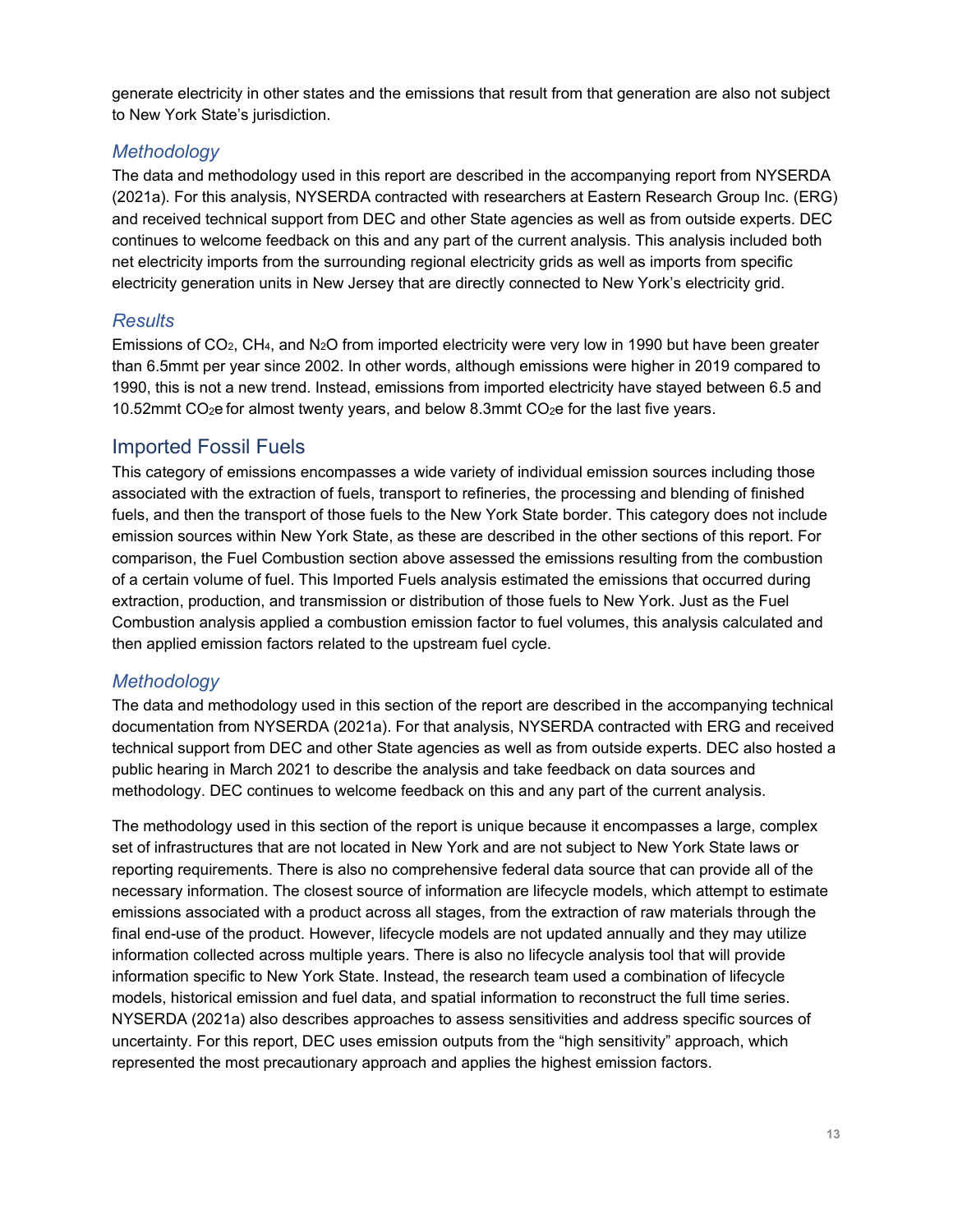generate electricity in other states and the emissions that result from that generation are also not subject to New York State's jurisdiction.

### *Methodology*

The data and methodology used in this report are described in the accompanying report from NYSERDA (2021a). For this analysis, NYSERDA contracted with researchers at Eastern Research Group Inc. (ERG) and received technical support from DEC and other State agencies as well as from outside experts. DEC continues to welcome feedback on this and any part of the current analysis. This analysis included both net electricity imports from the surrounding regional electricity grids as well as imports from specific electricity generation units in New Jersey that are directly connected to New York's electricity grid.

### *Results*

Emissions of $CO_2$, $CH_4$, and $N_2O$ from imported electricity were very low in 1990 but have been greater than 6.5mmt per year since 2002. In other words, although emissions were higher in 2019 compared to 1990, this is not a new trend. Instead, emissions from imported electricity have stayed between 6.5 and 10.52mmt $CO_2e$ for almost twenty years, and below 8.3mmt $CO_2e$ for the last five years.

## Imported Fossil Fuels

This category of emissions encompasses a wide variety of individual emission sources including those associated with the extraction of fuels, transport to refineries, the processing and blending of finished fuels, and then the transport of those fuels to the New York State border. This category does not include emission sources within New York State, as these are described in the other sections of this report. For comparison, the Fuel Combustion section above assessed the emissions resulting from the combustion of a certain volume of fuel. This Imported Fuels analysis estimated the emissions that occurred during extraction, production, and transmission or distribution of those fuels to New York. Just as the Fuel Combustion analysis applied a combustion emission factor to fuel volumes, this analysis calculated and then applied emission factors related to the upstream fuel cycle.

### *Methodology*

The data and methodology used in this section of the report are described in the accompanying technical documentation from NYSERDA (2021a). For that analysis, NYSERDA contracted with ERG and received technical support from DEC and other State agencies as well as from outside experts. DEC also hosted a public hearing in March 2021 to describe the analysis and take feedback on data sources and methodology. DEC continues to welcome feedback on this and any part of the current analysis.

The methodology used in this section of the report is unique because it encompasses a large, complex set of infrastructures that are not located in New York and are not subject to New York State laws or reporting requirements. There is also no comprehensive federal data source that can provide all of the necessary information. The closest source of information are lifecycle models, which attempt to estimate emissions associated with a product across all stages, from the extraction of raw materials through the final end-use of the product. However, lifecycle models are not updated annually and they may utilize information collected across multiple years. There is also no lifecycle analysis tool that will provide information specific to New York State. Instead, the research team used a combination of lifecycle models, historical emission and fuel data, and spatial information to reconstruct the full time series. NYSERDA (2021a) also describes approaches to assess sensitivities and address specific sources of uncertainty. For this report, DEC uses emission outputs from the "high sensitivity" approach, which represented the most precautionary approach and applies the highest emission factors.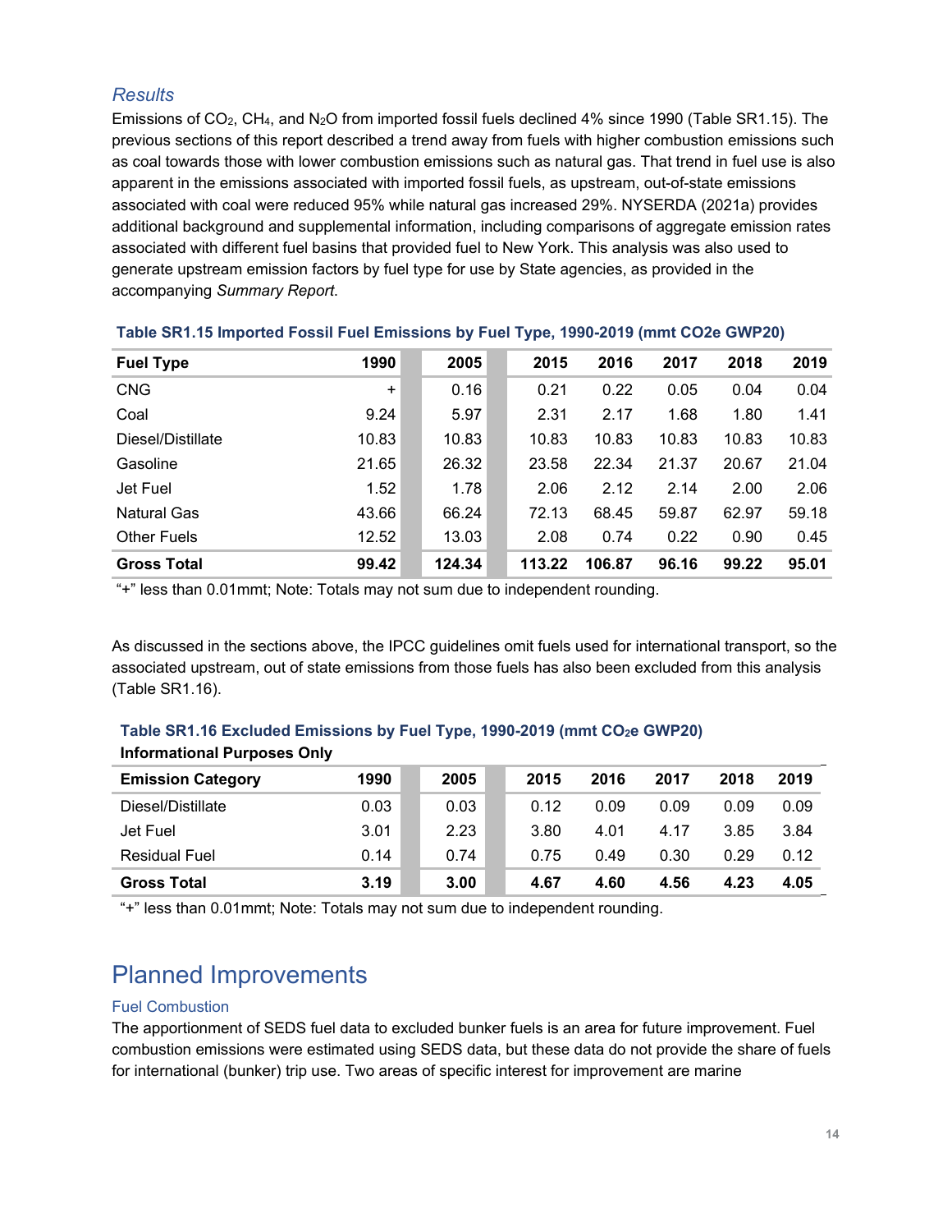### *Results*

Emissions of $CO_2$, $CH_4$, and $N_2O$ from imported fossil fuels declined 4% since 1990 (Table SR1.15). The previous sections of this report described a trend away from fuels with higher combustion emissions such as coal towards those with lower combustion emissions such as natural gas. That trend in fuel use is also apparent in the emissions associated with imported fossil fuels, as upstream, out-of-state emissions associated with coal were reduced 95% while natural gas increased 29%. NYSERDA (2021a) provides additional background and supplemental information, including comparisons of aggregate emission rates associated with different fuel basins that provided fuel to New York. This analysis was also used to generate upstream emission factors by fuel type for use by State agencies, as provided in the accompanying *Summary Report*.

**Table SR1.15 Imported Fossil Fuel Emissions by Fuel Type, 1990-2019 (mmt CO2e GWP20)**

| Fuel Type | 1990 | 2005 | 2015 | 2016 | 2017 | 2018 | 2019 |
|---|---|---|---|---|---|---|---|
| CNG | + | 0.16 | 0.21 | 0.22 | 0.05 | 0.04 | 0.04 |
| Coal | 9.24 | 5.97 | 2.31 | 2.17 | 1.68 | 1.80 | 1.41 |
| Diesel/Distillate | 10.83 | 10.83 | 10.83 | 10.83 | 10.83 | 10.83 | 10.83 |
| Gasoline | 21.65 | 26.32 | 23.58 | 22.34 | 21.37 | 20.67 | 21.04 |
| Jet Fuel | 1.52 | 1.78 | 2.06 | 2.12 | 2.14 | 2.00 | 2.06 |
| Natural Gas | 43.66 | 66.24 | 72.13 | 68.45 | 59.87 | 62.97 | 59.18 |
| Other Fuels | 12.52 | 13.03 | 2.08 | 0.74 | 0.22 | 0.90 | 0.45 |
| **Gross Total** | **99.42** | **124.34** | **113.22** | **106.87** | **96.16** | **99.22** | **95.01** |

"+" less than 0.01mmt; Note: Totals may not sum due to independent rounding.

As discussed in the sections above, the IPCC guidelines omit fuels used for international transport, so the associated upstream, out of state emissions from those fuels has also been excluded from this analysis (Table SR1.16).

**Table SR1.16 Excluded Emissions by Fuel Type, 1990-2019 (mmt $CO_2$e GWP20)**

**Informational Purposes Only**

| Emission Category | 1990 | 2005 | 2015 | 2016 | 2017 | 2018 | 2019 |
|---|---|---|---|---|---|---|---|
| Diesel/Distillate | 0.03 | 0.03 | 0.12 | 0.09 | 0.09 | 0.09 | 0.09 |
| Jet Fuel | 3.01 | 2.23 | 3.80 | 4.01 | 4.17 | 3.85 | 3.84 |
| Residual Fuel | 0.14 | 0.74 | 0.75 | 0.49 | 0.30 | 0.29 | 0.12 |
| **Gross Total** | **3.19** | **3.00** | **4.67** | **4.60** | **4.56** | **4.23** | **4.05** |

"+" less than 0.01mmt; Note: Totals may not sum due to independent rounding.

## Planned Improvements

### Fuel Combustion

The apportionment of SEDS fuel data to excluded bunker fuels is an area for future improvement. Fuel combustion emissions were estimated using SEDS data, but these data do not provide the share of fuels for international (bunker) trip use. Two areas of specific interest for improvement are marine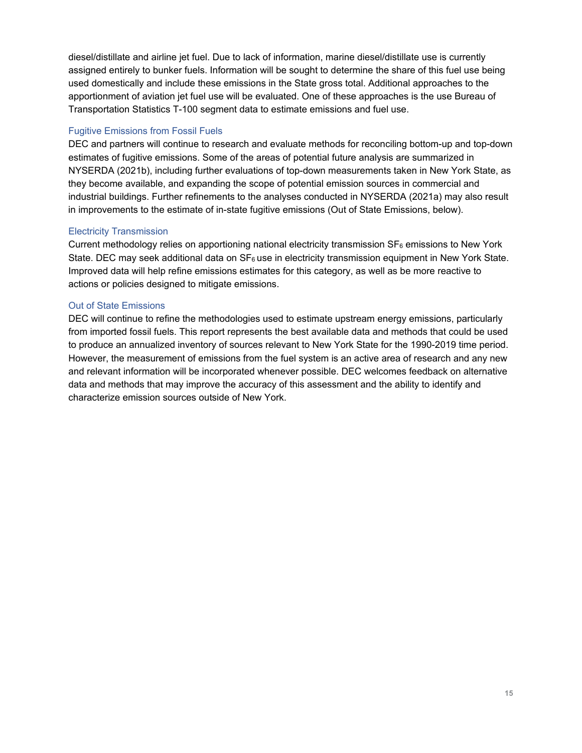diesel/distillate and airline jet fuel. Due to lack of information, marine diesel/distillate use is currently assigned entirely to bunker fuels. Information will be sought to determine the share of this fuel use being used domestically and include these emissions in the State gross total. Additional approaches to the apportionment of aviation jet fuel use will be evaluated. One of these approaches is the use Bureau of Transportation Statistics T-100 segment data to estimate emissions and fuel use.

### Fugitive Emissions from Fossil Fuels

DEC and partners will continue to research and evaluate methods for reconciling bottom-up and top-down estimates of fugitive emissions. Some of the areas of potential future analysis are summarized in NYSERDA (2021b), including further evaluations of top-down measurements taken in New York State, as they become available, and expanding the scope of potential emission sources in commercial and industrial buildings. Further refinements to the analyses conducted in NYSERDA (2021a) may also result in improvements to the estimate of in-state fugitive emissions (Out of State Emissions, below).

### Electricity Transmission

Current methodology relies on apportioning national electricity transmission $SF_6$ emissions to New York State. DEC may seek additional data on $SF_6$ use in electricity transmission equipment in New York State. Improved data will help refine emissions estimates for this category, as well as be more reactive to actions or policies designed to mitigate emissions.

### Out of State Emissions

DEC will continue to refine the methodologies used to estimate upstream energy emissions, particularly from imported fossil fuels. This report represents the best available data and methods that could be used to produce an annualized inventory of sources relevant to New York State for the 1990-2019 time period. However, the measurement of emissions from the fuel system is an active area of research and any new and relevant information will be incorporated whenever possible. DEC welcomes feedback on alternative data and methods that may improve the accuracy of this assessment and the ability to identify and characterize emission sources outside of New York.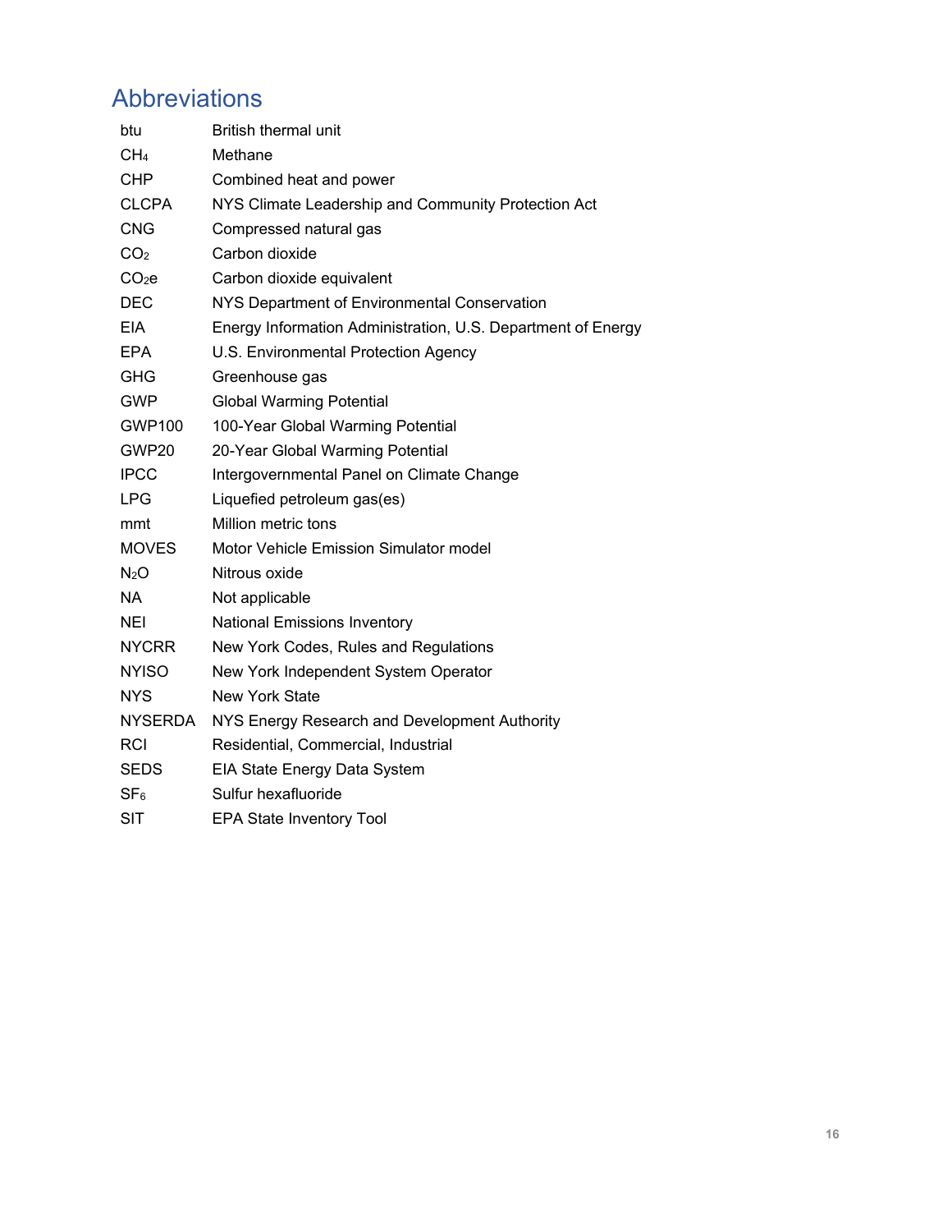## Abbreviations

| | |
|---|---|
| btu | British thermal unit |
| $CH_4$ | Methane |
| CHP | Combined heat and power |
| CLCPA | NYS Climate Leadership and Community Protection Act |
| CNG | Compressed natural gas |
| $CO_2$ | Carbon dioxide |
| $CO_2e$ | Carbon dioxide equivalent |
| DEC | NYS Department of Environmental Conservation |
| EIA | Energy Information Administration, U.S. Department of Energy |
| EPA | U.S. Environmental Protection Agency |
| GHG | Greenhouse gas |
| GWP | Global Warming Potential |
| GWP100 | 100-Year Global Warming Potential |
| GWP20 | 20-Year Global Warming Potential |
| IPCC | Intergovernmental Panel on Climate Change |
| LPG | Liquefied petroleum gas(es) |
| mmt | Million metric tons |
| MOVES | Motor Vehicle Emission Simulator model |
| $N_2O$ | Nitrous oxide |
| NA | Not applicable |
| NEI | National Emissions Inventory |
| NYCRR | New York Codes, Rules and Regulations |
| NYISO | New York Independent System Operator |
| NYS | New York State |
| NYSERDA | NYS Energy Research and Development Authority |
| RCI | Residential, Commercial, Industrial |
| SEDS | EIA State Energy Data System |
| $SF_6$ | Sulfur hexafluoride |
| SIT | EPA State Inventory Tool |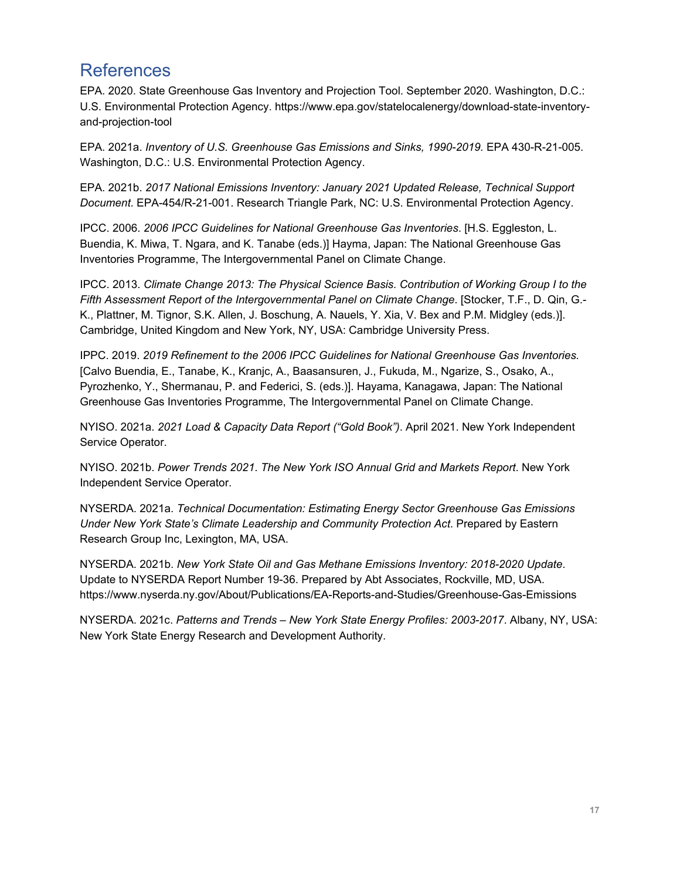# References

EPA. 2020. State Greenhouse Gas Inventory and Projection Tool. September 2020. Washington, D.C.: U.S. Environmental Protection Agency. https://www.epa.gov/statelocalenergy/download-state-inventory-and-projection-tool

EPA. 2021a. *Inventory of U.S. Greenhouse Gas Emissions and Sinks, 1990-2019.* EPA 430-R-21-005. Washington, D.C.: U.S. Environmental Protection Agency.

EPA. 2021b. *2017 National Emissions Inventory: January 2021 Updated Release, Technical Support Document*. EPA-454/R-21-001. Research Triangle Park, NC: U.S. Environmental Protection Agency.

IPCC. 2006. *2006 IPCC Guidelines for National Greenhouse Gas Inventories*. [H.S. Eggleston, L. Buendia, K. Miwa, T. Ngara, and K. Tanabe (eds.)] Hayma, Japan: The National Greenhouse Gas Inventories Programme, The Intergovernmental Panel on Climate Change.

IPCC. 2013. *Climate Change 2013: The Physical Science Basis. Contribution of Working Group I to the Fifth Assessment Report of the Intergovernmental Panel on Climate Change*. [Stocker, T.F., D. Qin, G.-K., Plattner, M. Tignor, S.K. Allen, J. Boschung, A. Nauels, Y. Xia, V. Bex and P.M. Midgley (eds.)]. Cambridge, United Kingdom and New York, NY, USA: Cambridge University Press.

IPPC. 2019. *2019 Refinement to the 2006 IPCC Guidelines for National Greenhouse Gas Inventories.* [Calvo Buendia, E., Tanabe, K., Kranjc, A., Baasansuren, J., Fukuda, M., Ngarize, S., Osako, A., Pyrozhenko, Y., Shermanau, P. and Federici, S. (eds.)]. Hayama, Kanagawa, Japan: The National Greenhouse Gas Inventories Programme, The Intergovernmental Panel on Climate Change.

NYISO. 2021a. *2021 Load & Capacity Data Report ("Gold Book")*. April 2021. New York Independent Service Operator.

NYISO. 2021b. *Power Trends 2021. The New York ISO Annual Grid and Markets Report*. New York Independent Service Operator.

NYSERDA. 2021a. *Technical Documentation: Estimating Energy Sector Greenhouse Gas Emissions Under New York State's Climate Leadership and Community Protection Act*. Prepared by Eastern Research Group Inc, Lexington, MA, USA.

NYSERDA. 2021b. *New York State Oil and Gas Methane Emissions Inventory: 2018-2020 Update*. Update to NYSERDA Report Number 19-36. Prepared by Abt Associates, Rockville, MD, USA. https://www.nyserda.ny.gov/About/Publications/EA-Reports-and-Studies/Greenhouse-Gas-Emissions

NYSERDA. 2021c. *Patterns and Trends – New York State Energy Profiles: 2003-2017*. Albany, NY, USA: New York State Energy Research and Development Authority.